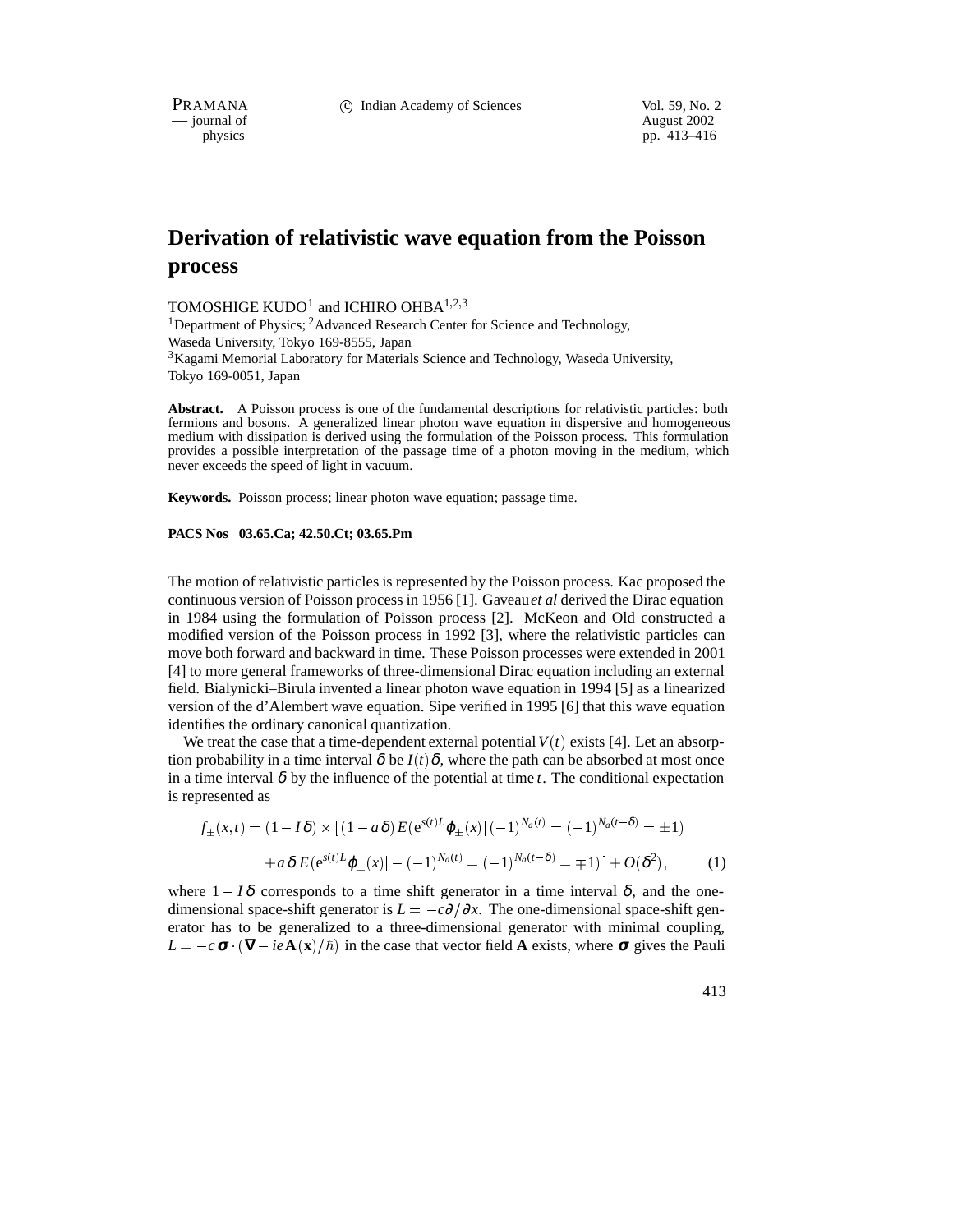# Derivation of relativistic wave equation from the Poisson process

TOMOSHIGE KUDO[1] and ICHIRO OHBA[1,2,3]

[1]Department of Physics; [2]Advanced Research Center for Science and Technology, Waseda University, Tokyo 169-8555, Japan

[3]Kagami Memorial Laboratory for Materials Science and Technology, Waseda University, Tokyo 169-0051, Japan

**Abstract.** A Poisson process is one of the fundamental descriptions for relativistic particles: both fermions and bosons. A generalized linear photon wave equation in dispersive and homogeneous medium with dissipation is derived using the formulation of the Poisson process. This formulation provides a possible interpretation of the passage time of a photon moving in the medium, which never exceeds the speed of light in vacuum.

**Keywords.** Poisson process; linear photon wave equation; passage time.

**PACS Nos 03.65.Ca; 42.50.Ct; 03.65.Pm**

The motion of relativistic particles is represented by the Poisson process. Kac proposed the continuous version of Poisson process in 1956 [1]. Gaveau *et al* derived the Dirac equation in 1984 using the formulation of Poisson process [2]. McKeon and Old constructed a modified version of the Poisson process in 1992 [3], where the relativistic particles can move both forward and backward in time. These Poisson processes were extended in 2001 [4] to more general frameworks of three-dimensional Dirac equation including an external field. Bialynicki–Birula invented a linear photon wave equation in 1994 [5] as a linearized version of the d'Alembert wave equation. Sipe verified in 1995 [6] that this wave equation identifies the ordinary canonical quantization.

We treat the case that a time-dependent external potential $V(t)$ exists [4]. Let an absorption probability in a time interval $\delta$ be $I(t)\delta$, where the path can be absorbed at most once in a time interval $\delta$ by the influence of the potential at time $t$. The conditional expectation is represented as

$$f_{\pm}(x,t) = (1 - I\delta) \times \left[ (1 - a\delta) E(\mathrm{e}^{s(t)L} \varphi_{\pm}(x) | (-1)^{N_a(t)} = (-1)^{N_a(t-\delta)} = \pm 1) \right.$$
$$\left. + a\delta\, E(\mathrm{e}^{s(t)L} \varphi_{\pm}(x) | -(-1)^{N_a(t)} = (-1)^{N_a(t-\delta)} = \mp 1) \right] + O(\delta^2), \qquad (1)$$

where $1 - I\delta$ corresponds to a time shift generator in a time interval $\delta$, and the one-dimensional space-shift generator is $L = -c\partial/\partial x$. The one-dimensional space-shift generator has to be generalized to a three-dimensional generator with minimal coupling, $L = -c\,\boldsymbol{\sigma} \cdot (\boldsymbol{\nabla} - ie\mathbf{A}(\mathbf{x})/\hbar)$ in the case that vector field $\mathbf{A}$ exists, where $\boldsymbol{\sigma}$ gives the Pauli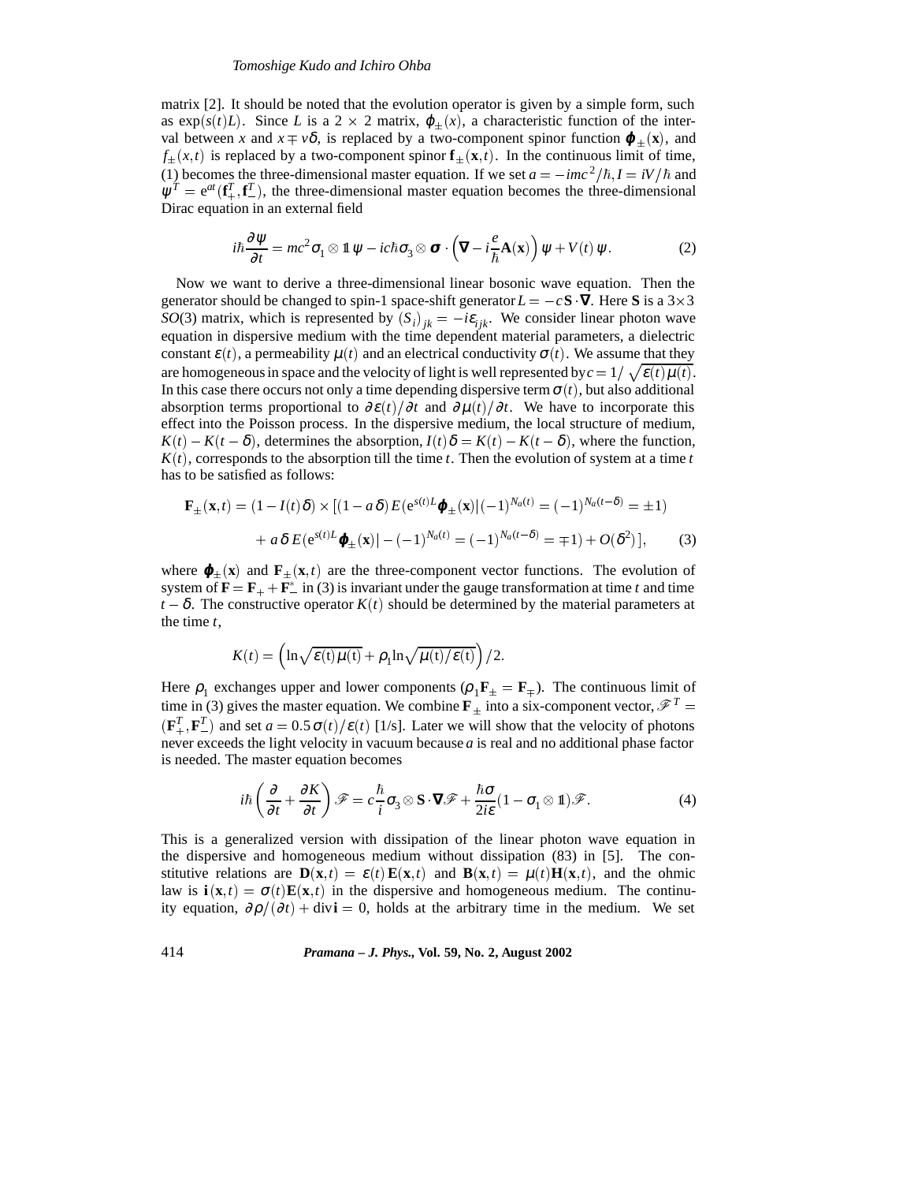matrix [2]. It should be noted that the evolution operator is given by a simple form, such as $\exp(s(t)L)$. Since $L$ is a $2 \times 2$ matrix, $\varphi_{\pm}(x)$, a characteristic function of the interval between $x$ and $x \mp v\delta$, is replaced by a two-component spinor function $\boldsymbol{\varphi}_{\pm}(\mathbf{x})$, and $f_{\pm}(x,t)$ is replaced by a two-component spinor $\mathbf{f}_{\pm}(\mathbf{x},t)$. In the continuous limit of time, (1) becomes the three-dimensional master equation. If we set $a = -imc^2/\hbar, I = iV/\hbar$ and $\psi^T = e^{at}(\mathbf{f}_+^T, \mathbf{f}_-^T)$, the three-dimensional master equation becomes the three-dimensional Dirac equation in an external field

$$i\hbar\frac{\partial\psi}{\partial t} = mc^2\sigma_1 \otimes \mathbb{1}\,\psi - ic\hbar\sigma_3 \otimes \boldsymbol{\sigma}\cdot\left(\boldsymbol{\nabla} - i\frac{e}{\hbar}\mathbf{A}(\mathbf{x})\right)\psi + V(t)\,\psi. \tag{2}$$

Now we want to derive a three-dimensional linear bosonic wave equation. Then the generator should be changed to spin-1 space-shift generator $L = -c\mathbf{S}\cdot\boldsymbol{\nabla}$. Here $\mathbf{S}$ is a $3\times 3$ $SO(3)$ matrix, which is represented by $(S_i)_{jk} = -i\varepsilon_{ijk}$. We consider linear photon wave equation in dispersive medium with the time dependent material parameters, a dielectric constant $\varepsilon(t)$, a permeability $\mu(t)$ and an electrical conductivity $\sigma(t)$. We assume that they are homogeneous in space and the velocity of light is well represented by $c = 1/\sqrt{\varepsilon(t)\mu(t)}$. In this case there occurs not only a time depending dispersive term $\sigma(t)$, but also additional absorption terms proportional to $\partial\varepsilon(t)/\partial t$ and $\partial\mu(t)/\partial t$. We have to incorporate this effect into the Poisson process. In the dispersive medium, the local structure of medium, $K(t) - K(t-\delta)$, determines the absorption, $I(t)\delta = K(t) - K(t-\delta)$, where the function, $K(t)$, corresponds to the absorption till the time $t$. Then the evolution of system at a time $t$ has to be satisfied as follows:

$$\begin{aligned}\mathbf{F}_{\pm}(\mathbf{x},t) = (1 - I(t)\delta) \times [&(1 - a\delta)\,E(e^{s(t)L}\boldsymbol{\varphi}_{\pm}(\mathbf{x})|(-1)^{N_a(t)} = (-1)^{N_a(t-\delta)} = \pm 1)\\ &+ a\delta\,E(e^{s(t)L}\boldsymbol{\varphi}_{\pm}(\mathbf{x})| - (-1)^{N_a(t)} = (-1)^{N_a(t-\delta)} = \mp 1) + O(\delta^2)\,],\end{aligned} \tag{3}$$

where $\boldsymbol{\varphi}_{\pm}(\mathbf{x})$ and $\mathbf{F}_{\pm}(\mathbf{x},t)$ are the three-component vector functions. The evolution of system of $\mathbf{F} = \mathbf{F}_+ + \mathbf{F}_-^*$ in (3) is invariant under the gauge transformation at time $t$ and time $t - \delta$. The constructive operator $K(t)$ should be determined by the material parameters at the time $t$,

$$K(t) = \left(\ln\sqrt{\varepsilon(t)\mu(t)} + \rho_1 \ln\sqrt{\mu(t)/\varepsilon(t)}\right)/2.$$

Here $\rho_1$ exchanges upper and lower components ($\rho_1\mathbf{F}_{\pm} = \mathbf{F}_{\mp}$). The continuous limit of time in (3) gives the master equation. We combine $\mathbf{F}_{\pm}$ into a six-component vector, $\mathscr{F}^T = (\mathbf{F}_+^T, \mathbf{F}_-^T)$ and set $a = 0.5\,\sigma(t)/\varepsilon(t)$ [1/s]. Later we will show that the velocity of photons never exceeds the light velocity in vacuum because $a$ is real and no additional phase factor is needed. The master equation becomes

$$i\hbar\left(\frac{\partial}{\partial t} + \frac{\partial K}{\partial t}\right)\mathscr{F} = c\frac{\hbar}{i}\sigma_3 \otimes \mathbf{S}\cdot\boldsymbol{\nabla}\mathscr{F} + \frac{\hbar\sigma}{2i\varepsilon}(1 - \sigma_1 \otimes \mathbb{1})\mathscr{F}. \tag{4}$$

This is a generalized version with dissipation of the linear photon wave equation in the dispersive and homogeneous medium without dissipation (83) in [5]. The constitutive relations are $\mathbf{D}(\mathbf{x},t) = \varepsilon(t)\,\mathbf{E}(\mathbf{x},t)$ and $\mathbf{B}(\mathbf{x},t) = \mu(t)\mathbf{H}(\mathbf{x},t)$, and the ohmic law is $\mathbf{i}(\mathbf{x},t) = \sigma(t)\mathbf{E}(\mathbf{x},t)$ in the dispersive and homogeneous medium. The continuity equation, $\partial\rho/(\partial t) + \mathrm{div}\,\mathbf{i} = 0$, holds at the arbitrary time in the medium. We set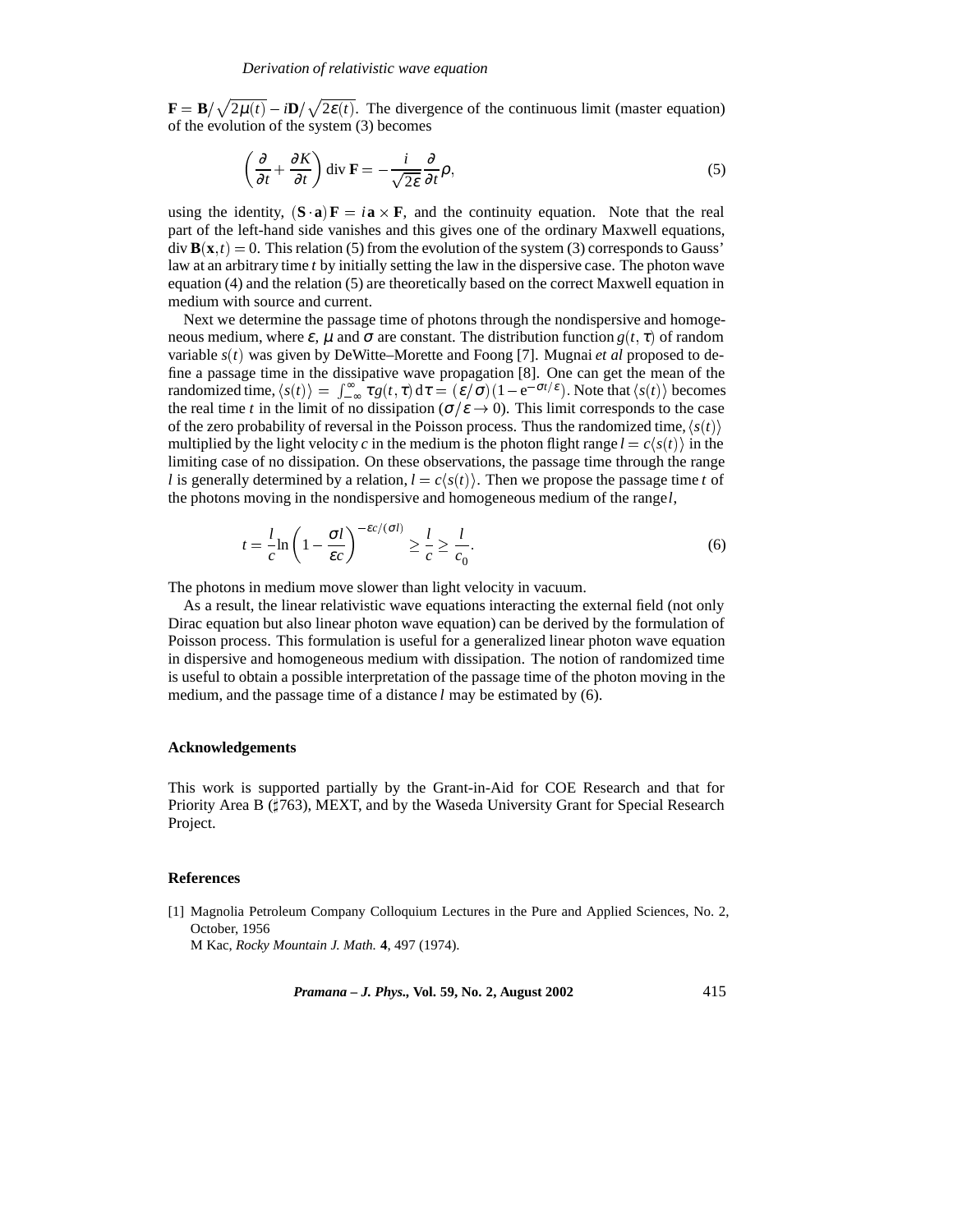$\mathbf{F} = \mathbf{B}/\sqrt{2\mu(t)} - i\mathbf{D}/\sqrt{2\varepsilon(t)}$. The divergence of the continuous limit (master equation) of the evolution of the system (3) becomes

$$\left(\frac{\partial}{\partial t} + \frac{\partial K}{\partial t}\right) \operatorname{div} \mathbf{F} = -\frac{i}{\sqrt{2\varepsilon}} \frac{\partial}{\partial t} \rho, \tag{5}$$

using the identity, $(\mathbf{S} \cdot \mathbf{a}) \mathbf{F} = i \mathbf{a} \times \mathbf{F}$, and the continuity equation. Note that the real part of the left-hand side vanishes and this gives one of the ordinary Maxwell equations, $\operatorname{div} \mathbf{B}(\mathbf{x}, t) = 0$. This relation (5) from the evolution of the system (3) corresponds to Gauss' law at an arbitrary time $t$ by initially setting the law in the dispersive case. The photon wave equation (4) and the relation (5) are theoretically based on the correct Maxwell equation in medium with source and current.

Next we determine the passage time of photons through the nondispersive and homogeneous medium, where $\varepsilon$, $\mu$ and $\sigma$ are constant. The distribution function $g(t, \tau)$ of random variable $s(t)$ was given by DeWitte–Morette and Foong [7]. Mugnai *et al* proposed to define a passage time in the dissipative wave propagation [8]. One can get the mean of the randomized time, $\langle s(t) \rangle = \int_{-\infty}^{\infty} \tau g(t, \tau) \, \mathrm{d}\tau = (\varepsilon/\sigma)(1 - \mathrm{e}^{-\sigma t/\varepsilon})$. Note that $\langle s(t) \rangle$ becomes the real time $t$ in the limit of no dissipation ($\sigma/\varepsilon \to 0$). This limit corresponds to the case of the zero probability of reversal in the Poisson process. Thus the randomized time, $\langle s(t) \rangle$ multiplied by the light velocity $c$ in the medium is the photon flight range $l = c\langle s(t) \rangle$ in the limiting case of no dissipation. On these observations, the passage time through the range $l$ is generally determined by a relation, $l = c\langle s(t) \rangle$. Then we propose the passage time $t$ of the photons moving in the nondispersive and homogeneous medium of the range $l$,

$$t = \frac{l}{c} \ln \left(1 - \frac{\sigma l}{\varepsilon c}\right)^{-\varepsilon c/(\sigma l)} \geq \frac{l}{c} \geq \frac{l}{c_0}. \tag{6}$$

The photons in medium move slower than light velocity in vacuum.

As a result, the linear relativistic wave equations interacting the external field (not only Dirac equation but also linear photon wave equation) can be derived by the formulation of Poisson process. This formulation is useful for a generalized linear photon wave equation in dispersive and homogeneous medium with dissipation. The notion of randomized time is useful to obtain a possible interpretation of the passage time of the photon moving in the medium, and the passage time of a distance $l$ may be estimated by (6).

## Acknowledgements

This work is supported partially by the Grant-in-Aid for COE Research and that for Priority Area B (♯763), MEXT, and by the Waseda University Grant for Special Research Project.

## References

[1] Magnolia Petroleum Company Colloquium Lectures in the Pure and Applied Sciences, No. 2, October, 1956
M Kac, *Rocky Mountain J. Math.* **4**, 497 (1974).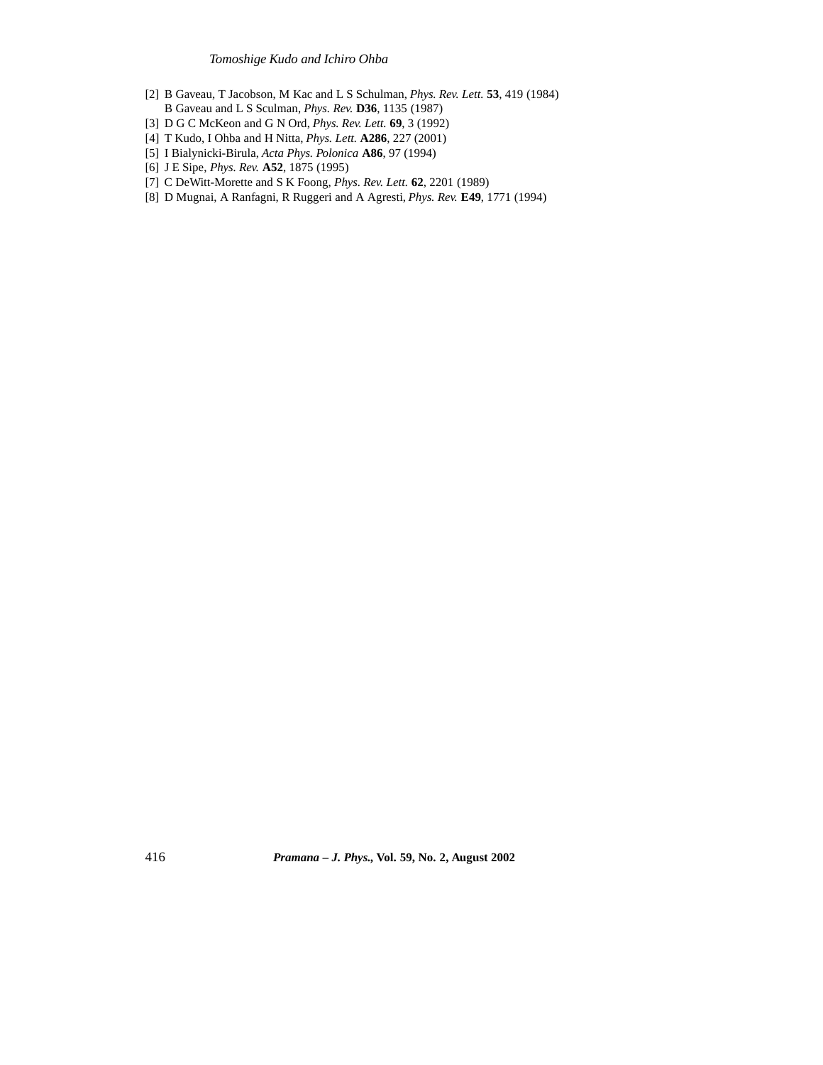[2] B Gaveau, T Jacobson, M Kac and L S Schulman, *Phys. Rev. Lett.* **53**, 419 (1984)
B Gaveau and L S Sculman, *Phys. Rev.* **D36**, 1135 (1987)
[3] D G C McKeon and G N Ord, *Phys. Rev. Lett.* **69**, 3 (1992)
[4] T Kudo, I Ohba and H Nitta, *Phys. Lett.* **A286**, 227 (2001)
[5] I Bialynicki-Birula, *Acta Phys. Polonica* **A86**, 97 (1994)
[6] J E Sipe, *Phys. Rev.* **A52**, 1875 (1995)
[7] C DeWitt-Morette and S K Foong, *Phys. Rev. Lett.* **62**, 2201 (1989)
[8] D Mugnai, A Ranfagni, R Ruggeri and A Agresti, *Phys. Rev.* **E49**, 1771 (1994)